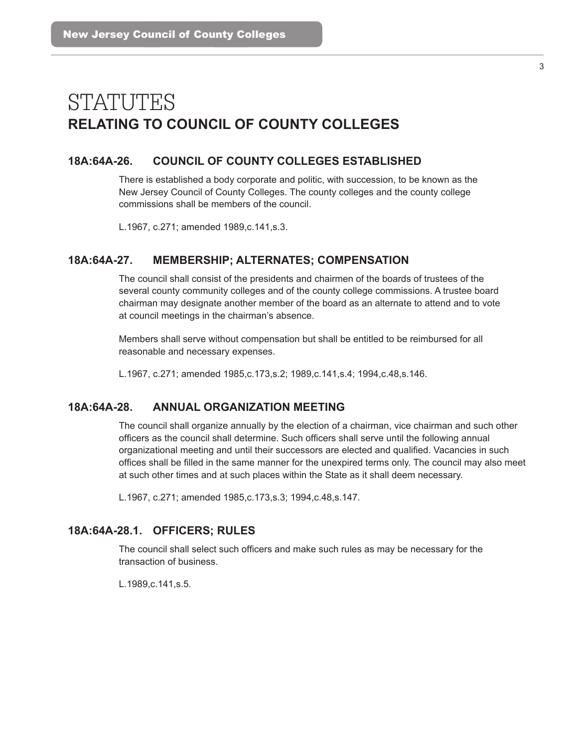# STATUTES

## RELATING TO COUNCIL OF COUNTY COLLEGES

### 18A:64A-26. COUNCIL OF COUNTY COLLEGES ESTABLISHED

There is established a body corporate and politic, with succession, to be known as the New Jersey Council of County Colleges. The county colleges and the county college commissions shall be members of the council.

L.1967, c.271; amended 1989,c.141,s.3.

### 18A:64A-27. MEMBERSHIP; ALTERNATES; COMPENSATION

The council shall consist of the presidents and chairmen of the boards of trustees of the several county community colleges and of the county college commissions. A trustee board chairman may designate another member of the board as an alternate to attend and to vote at council meetings in the chairman's absence.

Members shall serve without compensation but shall be entitled to be reimbursed for all reasonable and necessary expenses.

L.1967, c.271; amended 1985,c.173,s.2; 1989,c.141,s.4; 1994,c.48,s.146.

### 18A:64A-28. ANNUAL ORGANIZATION MEETING

The council shall organize annually by the election of a chairman, vice chairman and such other officers as the council shall determine. Such officers shall serve until the following annual organizational meeting and until their successors are elected and qualified. Vacancies in such offices shall be filled in the same manner for the unexpired terms only. The council may also meet at such other times and at such places within the State as it shall deem necessary.

L.1967, c.271; amended 1985,c.173,s.3; 1994,c.48,s.147.

### 18A:64A-28.1. OFFICERS; RULES

The council shall select such officers and make such rules as may be necessary for the transaction of business.

L.1989,c.141,s.5.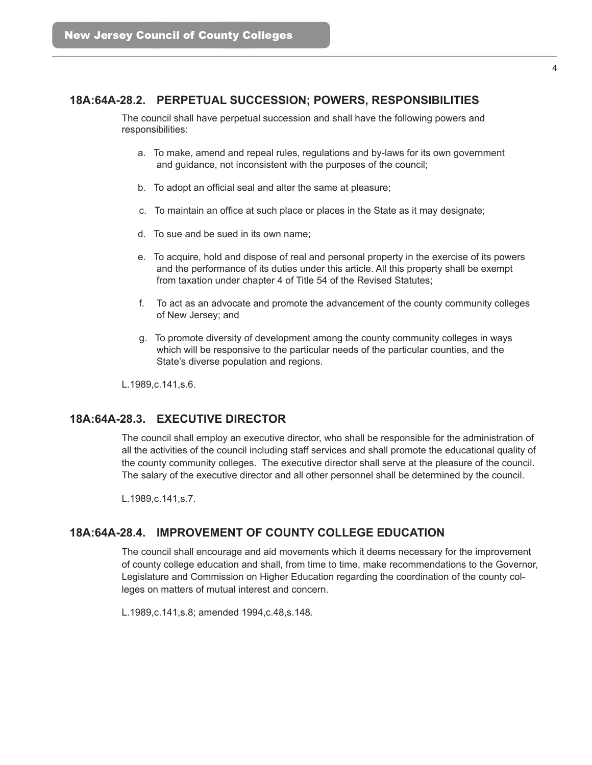## 18A:64A-28.2. PERPETUAL SUCCESSION; POWERS, RESPONSIBILITIES

The council shall have perpetual succession and shall have the following powers and responsibilities:

a. To make, amend and repeal rules, regulations and by-laws for its own government and guidance, not inconsistent with the purposes of the council;

b. To adopt an official seal and alter the same at pleasure;

c. To maintain an office at such place or places in the State as it may designate;

d. To sue and be sued in its own name;

e. To acquire, hold and dispose of real and personal property in the exercise of its powers and the performance of its duties under this article. All this property shall be exempt from taxation under chapter 4 of Title 54 of the Revised Statutes;

f. To act as an advocate and promote the advancement of the county community colleges of New Jersey; and

g. To promote diversity of development among the county community colleges in ways which will be responsive to the particular needs of the particular counties, and the State's diverse population and regions.

L.1989,c.141,s.6.

## 18A:64A-28.3. EXECUTIVE DIRECTOR

The council shall employ an executive director, who shall be responsible for the administration of all the activities of the council including staff services and shall promote the educational quality of the county community colleges. The executive director shall serve at the pleasure of the council. The salary of the executive director and all other personnel shall be determined by the council.

L.1989,c.141,s.7.

## 18A:64A-28.4. IMPROVEMENT OF COUNTY COLLEGE EDUCATION

The council shall encourage and aid movements which it deems necessary for the improvement of county college education and shall, from time to time, make recommendations to the Governor, Legislature and Commission on Higher Education regarding the coordination of the county colleges on matters of mutual interest and concern.

L.1989,c.141,s.8; amended 1994,c.48,s.148.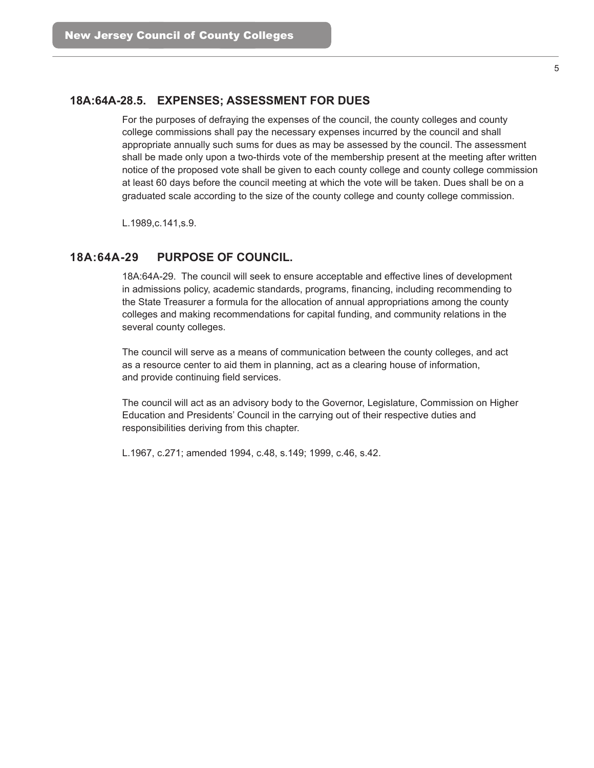## 18A:64A-28.5. EXPENSES; ASSESSMENT FOR DUES

For the purposes of defraying the expenses of the council, the county colleges and county college commissions shall pay the necessary expenses incurred by the council and shall appropriate annually such sums for dues as may be assessed by the council. The assessment shall be made only upon a two-thirds vote of the membership present at the meeting after written notice of the proposed vote shall be given to each county college and county college commission at least 60 days before the council meeting at which the vote will be taken. Dues shall be on a graduated scale according to the size of the county college and county college commission.

L.1989,c.141,s.9.

## 18A:64A-29 PURPOSE OF COUNCIL.

18A:64A-29. The council will seek to ensure acceptable and effective lines of development in admissions policy, academic standards, programs, financing, including recommending to the State Treasurer a formula for the allocation of annual appropriations among the county colleges and making recommendations for capital funding, and community relations in the several county colleges.

The council will serve as a means of communication between the county colleges, and act as a resource center to aid them in planning, act as a clearing house of information, and provide continuing field services.

The council will act as an advisory body to the Governor, Legislature, Commission on Higher Education and Presidents' Council in the carrying out of their respective duties and responsibilities deriving from this chapter.

L.1967, c.271; amended 1994, c.48, s.149; 1999, c.46, s.42.